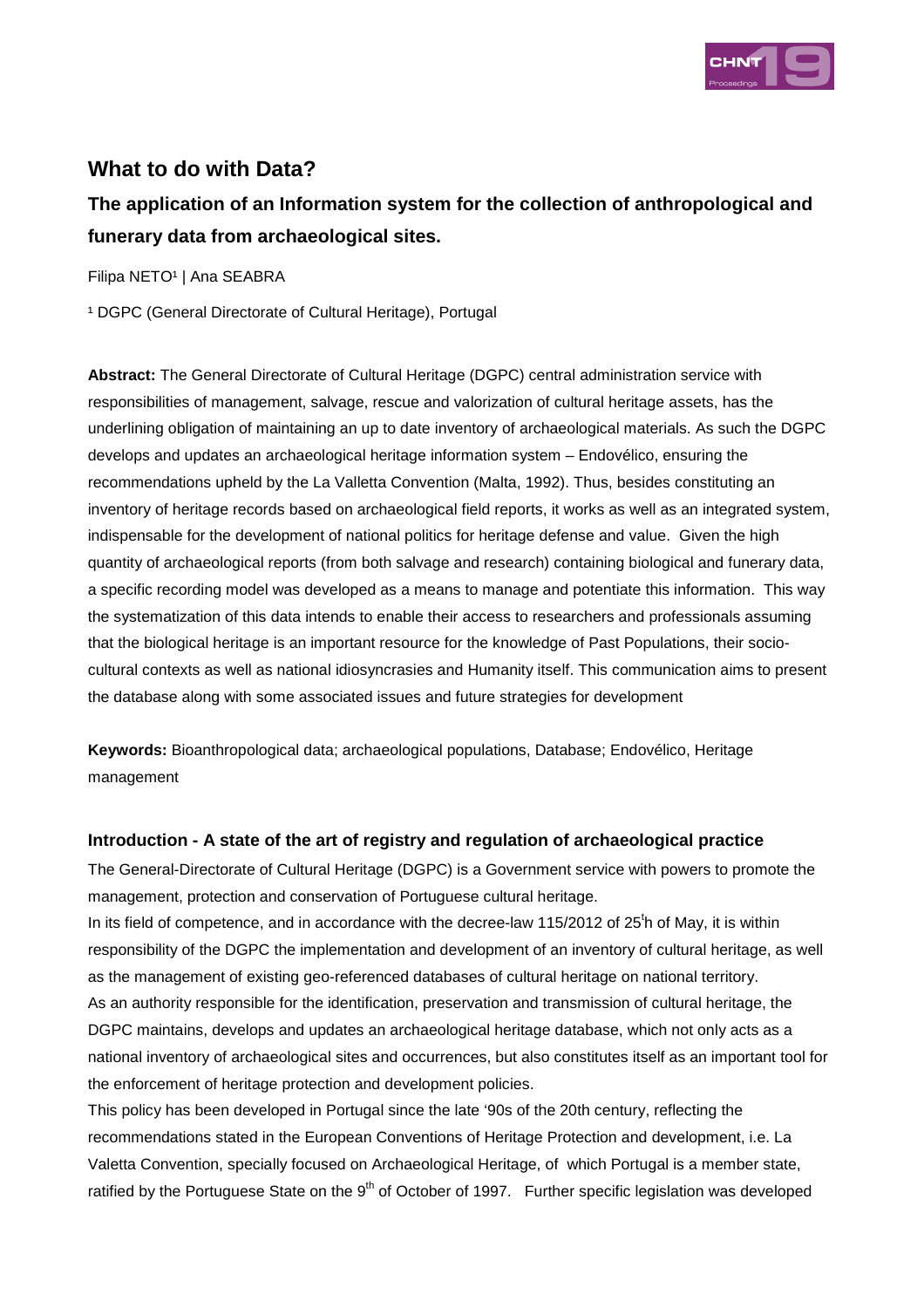# What to do with Data?

## The application of an Information system for the collection of anthropological and funerary data from archaeological sites.

Filipa NETO[1] | Ana SEABRA

[1] DGPC (General Directorate of Cultural Heritage), Portugal

**Abstract:** The General Directorate of Cultural Heritage (DGPC) central administration service with responsibilities of management, salvage, rescue and valorization of cultural heritage assets, has the underlining obligation of maintaining an up to date inventory of archaeological materials. As such the DGPC develops and updates an archaeological heritage information system – Endovélico, ensuring the recommendations upheld by the La Valletta Convention (Malta, 1992). Thus, besides constituting an inventory of heritage records based on archaeological field reports, it works as well as an integrated system, indispensable for the development of national politics for heritage defense and value. Given the high quantity of archaeological reports (from both salvage and research) containing biological and funerary data, a specific recording model was developed as a means to manage and potentiate this information. This way the systematization of this data intends to enable their access to researchers and professionals assuming that the biological heritage is an important resource for the knowledge of Past Populations, their socio-cultural contexts as well as national idiosyncrasies and Humanity itself. This communication aims to present the database along with some associated issues and future strategies for development

**Keywords:** Bioanthropological data; archaeological populations, Database; Endovélico, Heritage management

### Introduction - A state of the art of registry and regulation of archaeological practice

The General-Directorate of Cultural Heritage (DGPC) is a Government service with powers to promote the management, protection and conservation of Portuguese cultural heritage.

In its field of competence, and in accordance with the decree-law 115/2012 of 25th of May, it is within responsibility of the DGPC the implementation and development of an inventory of cultural heritage, as well as the management of existing geo-referenced databases of cultural heritage on national territory.

As an authority responsible for the identification, preservation and transmission of cultural heritage, the DGPC maintains, develops and updates an archaeological heritage database, which not only acts as a national inventory of archaeological sites and occurrences, but also constitutes itself as an important tool for the enforcement of heritage protection and development policies.

This policy has been developed in Portugal since the late '90s of the 20th century, reflecting the recommendations stated in the European Conventions of Heritage Protection and development, i.e. La Valetta Convention, specially focused on Archaeological Heritage, of which Portugal is a member state, ratified by the Portuguese State on the 9th of October of 1997. Further specific legislation was developed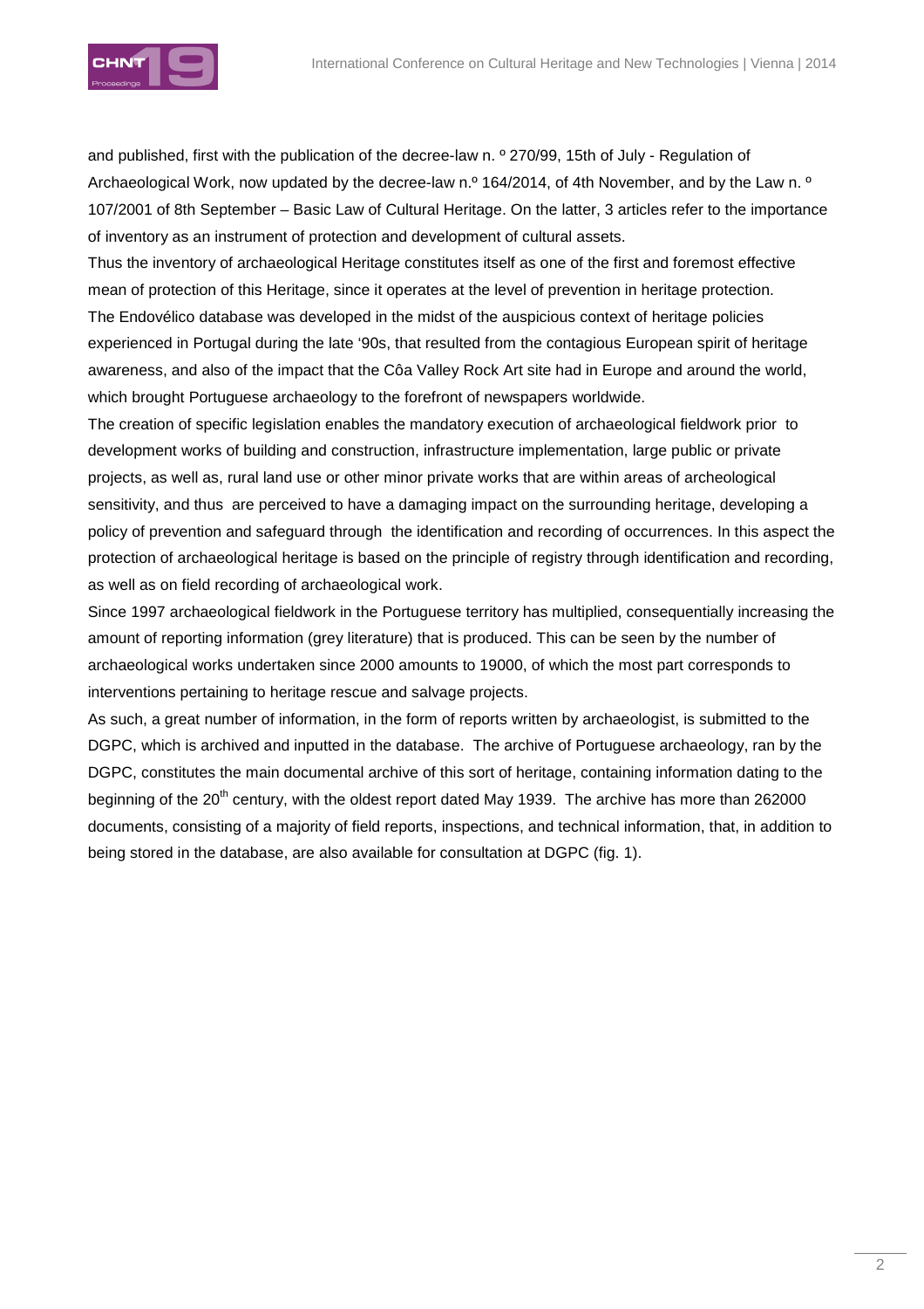and published, first with the publication of the decree-law n. º 270/99, 15th of July - Regulation of Archaeological Work, now updated by the decree-law n.º 164/2014, of 4th November, and by the Law n. º 107/2001 of 8th September – Basic Law of Cultural Heritage. On the latter, 3 articles refer to the importance of inventory as an instrument of protection and development of cultural assets.

Thus the inventory of archaeological Heritage constitutes itself as one of the first and foremost effective mean of protection of this Heritage, since it operates at the level of prevention in heritage protection.

The Endovélico database was developed in the midst of the auspicious context of heritage policies experienced in Portugal during the late '90s, that resulted from the contagious European spirit of heritage awareness, and also of the impact that the Côa Valley Rock Art site had in Europe and around the world, which brought Portuguese archaeology to the forefront of newspapers worldwide.

The creation of specific legislation enables the mandatory execution of archaeological fieldwork prior to development works of building and construction, infrastructure implementation, large public or private projects, as well as, rural land use or other minor private works that are within areas of archeological sensitivity, and thus are perceived to have a damaging impact on the surrounding heritage, developing a policy of prevention and safeguard through the identification and recording of occurrences. In this aspect the protection of archaeological heritage is based on the principle of registry through identification and recording, as well as on field recording of archaeological work.

Since 1997 archaeological fieldwork in the Portuguese territory has multiplied, consequentially increasing the amount of reporting information (grey literature) that is produced. This can be seen by the number of archaeological works undertaken since 2000 amounts to 19000, of which the most part corresponds to interventions pertaining to heritage rescue and salvage projects.

As such, a great number of information, in the form of reports written by archaeologist, is submitted to the DGPC, which is archived and inputted in the database. The archive of Portuguese archaeology, ran by the DGPC, constitutes the main documental archive of this sort of heritage, containing information dating to the beginning of the 20th century, with the oldest report dated May 1939. The archive has more than 262000 documents, consisting of a majority of field reports, inspections, and technical information, that, in addition to being stored in the database, are also available for consultation at DGPC (fig. 1).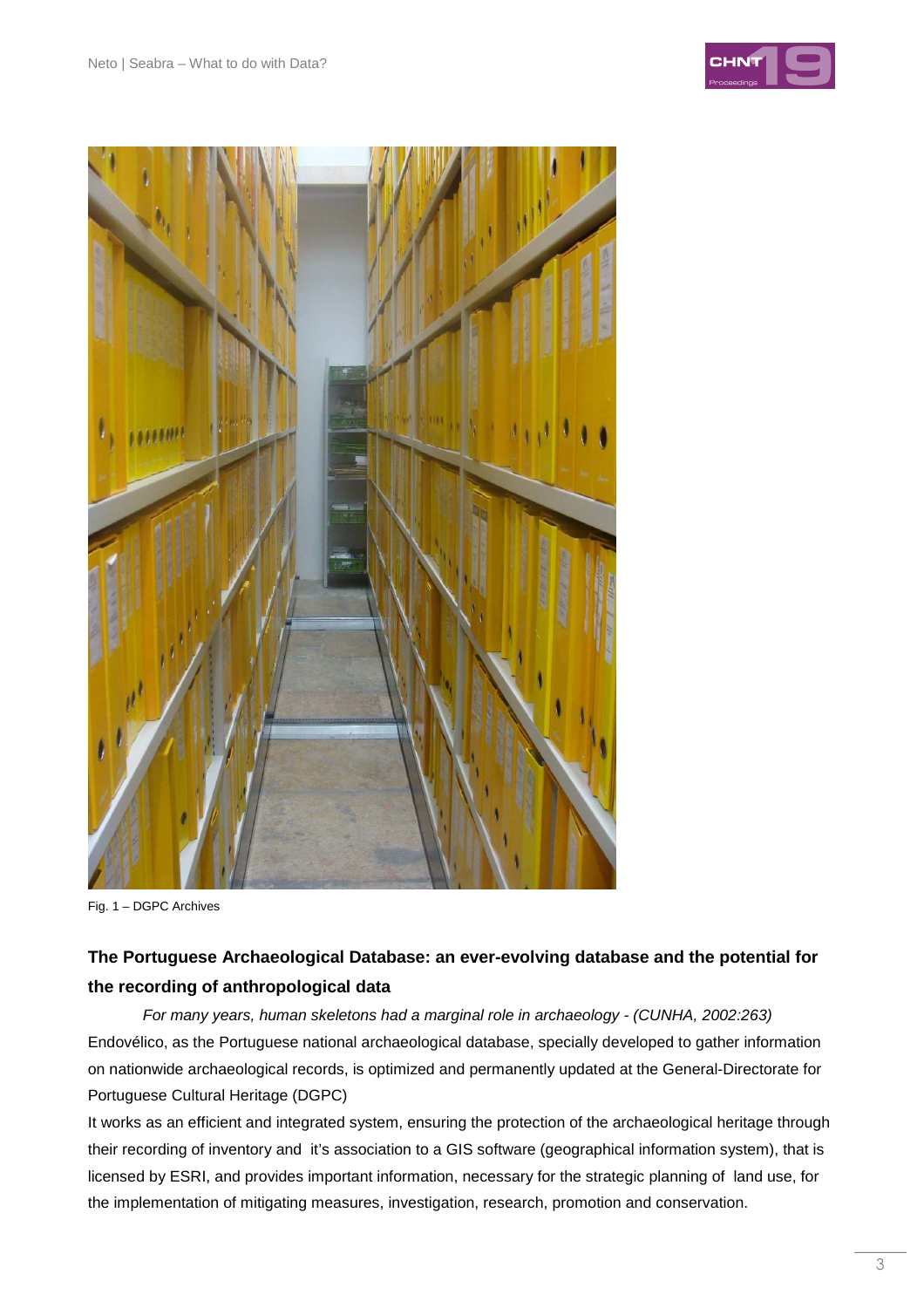Fig. 1 – DGPC Archives

## The Portuguese Archaeological Database: an ever-evolving database and the potential for the recording of anthropological data

*For many years, human skeletons had a marginal role in archaeology - (CUNHA, 2002:263)*

Endovélico, as the Portuguese national archaeological database, specially developed to gather information on nationwide archaeological records, is optimized and permanently updated at the General-Directorate for Portuguese Cultural Heritage (DGPC)

It works as an efficient and integrated system, ensuring the protection of the archaeological heritage through their recording of inventory and it's association to a GIS software (geographical information system), that is licensed by ESRI, and provides important information, necessary for the strategic planning of land use, for the implementation of mitigating measures, investigation, research, promotion and conservation.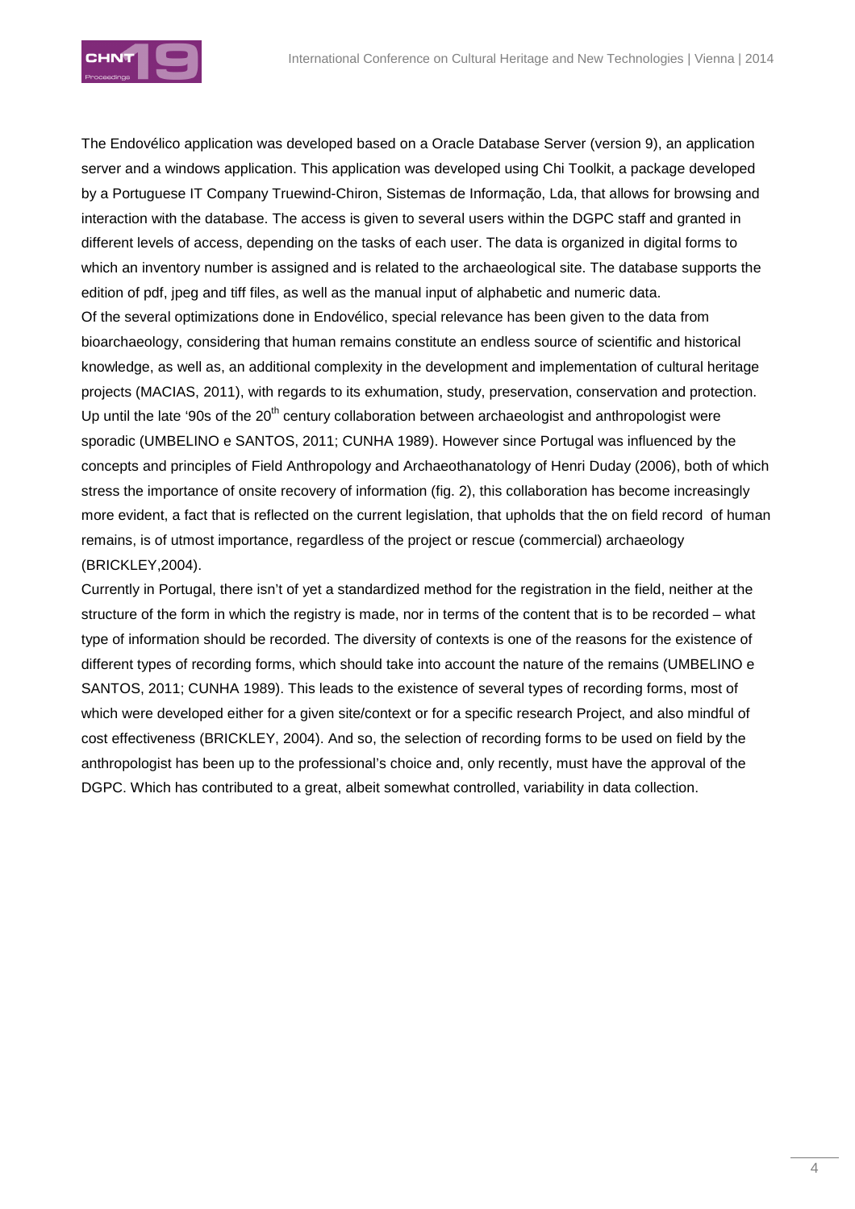The Endovélico application was developed based on a Oracle Database Server (version 9), an application server and a windows application. This application was developed using Chi Toolkit, a package developed by a Portuguese IT Company Truewind-Chiron, Sistemas de Informação, Lda, that allows for browsing and interaction with the database. The access is given to several users within the DGPC staff and granted in different levels of access, depending on the tasks of each user. The data is organized in digital forms to which an inventory number is assigned and is related to the archaeological site. The database supports the edition of pdf, jpeg and tiff files, as well as the manual input of alphabetic and numeric data.

Of the several optimizations done in Endovélico, special relevance has been given to the data from bioarchaeology, considering that human remains constitute an endless source of scientific and historical knowledge, as well as, an additional complexity in the development and implementation of cultural heritage projects (MACIAS, 2011), with regards to its exhumation, study, preservation, conservation and protection. Up until the late '90s of the 20th century collaboration between archaeologist and anthropologist were sporadic (UMBELINO e SANTOS, 2011; CUNHA 1989). However since Portugal was influenced by the concepts and principles of Field Anthropology and Archaeothanatology of Henri Duday (2006), both of which stress the importance of onsite recovery of information (fig. 2), this collaboration has become increasingly more evident, a fact that is reflected on the current legislation, that upholds that the on field record of human remains, is of utmost importance, regardless of the project or rescue (commercial) archaeology (BRICKLEY,2004).

Currently in Portugal, there isn't of yet a standardized method for the registration in the field, neither at the structure of the form in which the registry is made, nor in terms of the content that is to be recorded – what type of information should be recorded. The diversity of contexts is one of the reasons for the existence of different types of recording forms, which should take into account the nature of the remains (UMBELINO e SANTOS, 2011; CUNHA 1989). This leads to the existence of several types of recording forms, most of which were developed either for a given site/context or for a specific research Project, and also mindful of cost effectiveness (BRICKLEY, 2004). And so, the selection of recording forms to be used on field by the anthropologist has been up to the professional's choice and, only recently, must have the approval of the DGPC. Which has contributed to a great, albeit somewhat controlled, variability in data collection.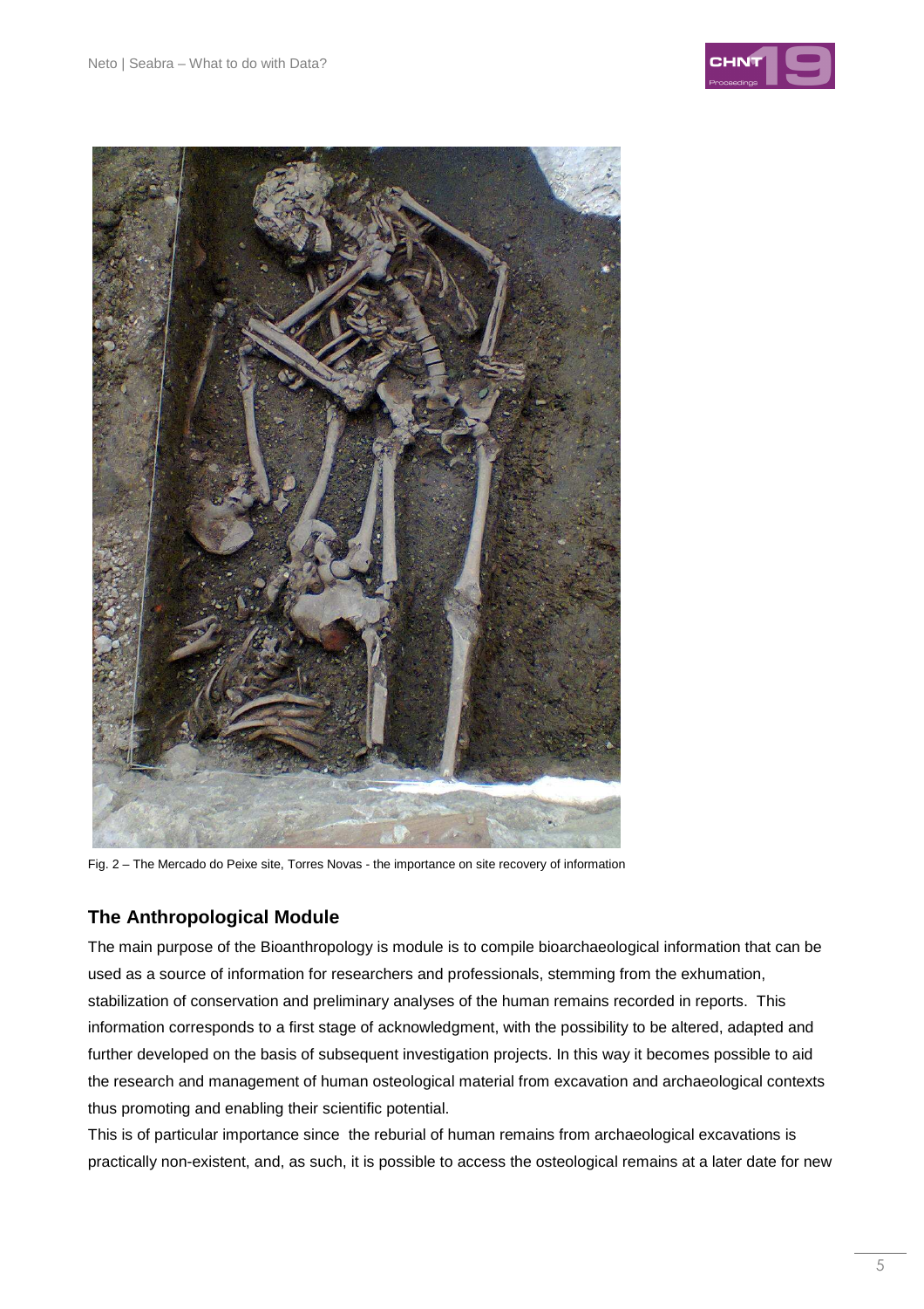Fig. 2 – The Mercado do Peixe site, Torres Novas - the importance on site recovery of information

## The Anthropological Module

The main purpose of the Bioanthropology is module is to compile bioarchaeological information that can be used as a source of information for researchers and professionals, stemming from the exhumation, stabilization of conservation and preliminary analyses of the human remains recorded in reports. This information corresponds to a first stage of acknowledgment, with the possibility to be altered, adapted and further developed on the basis of subsequent investigation projects. In this way it becomes possible to aid the research and management of human osteological material from excavation and archaeological contexts thus promoting and enabling their scientific potential.

This is of particular importance since the reburial of human remains from archaeological excavations is practically non-existent, and, as such, it is possible to access the osteological remains at a later date for new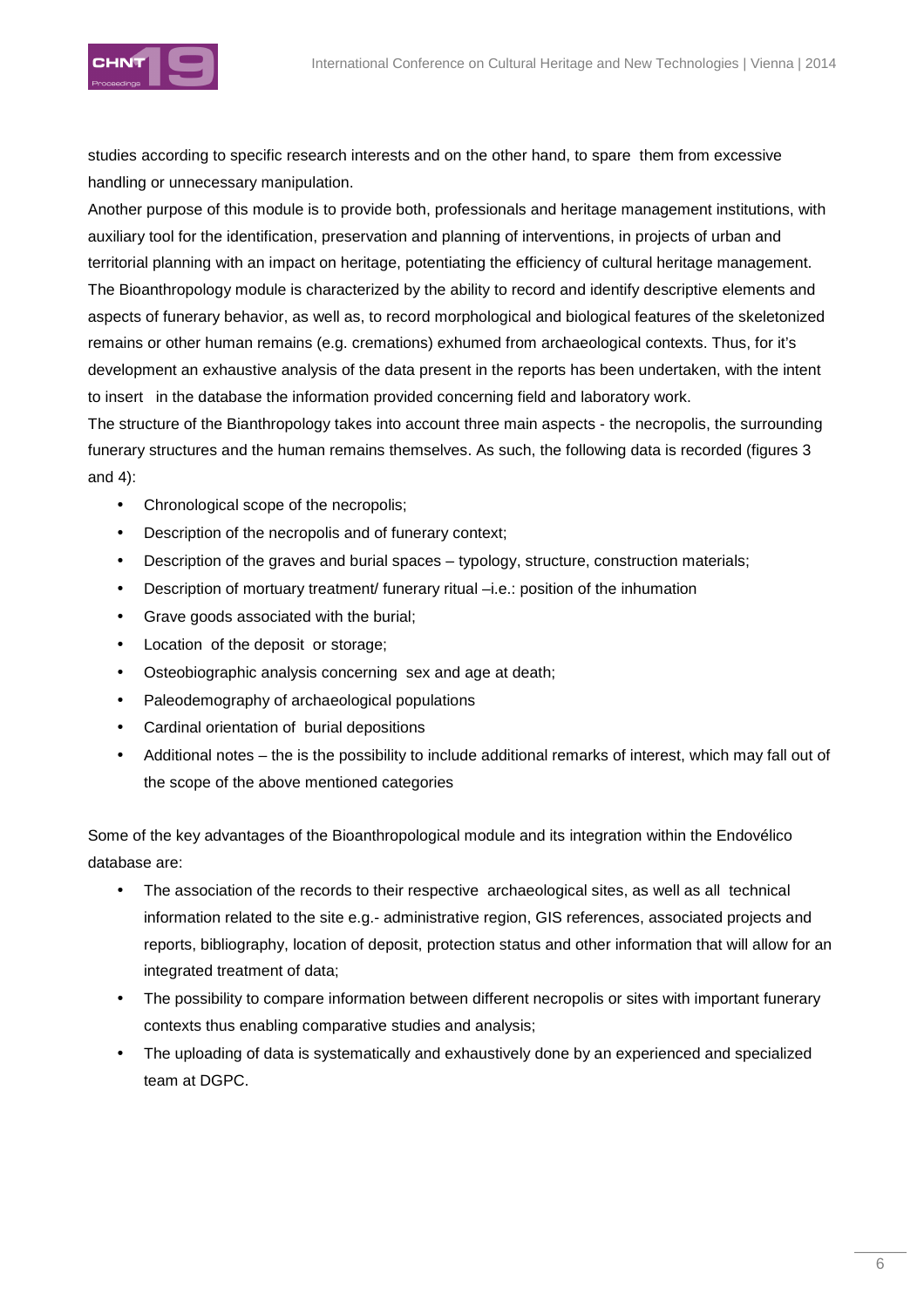studies according to specific research interests and on the other hand, to spare them from excessive handling or unnecessary manipulation.

Another purpose of this module is to provide both, professionals and heritage management institutions, with auxiliary tool for the identification, preservation and planning of interventions, in projects of urban and territorial planning with an impact on heritage, potentiating the efficiency of cultural heritage management.

The Bioanthropology module is characterized by the ability to record and identify descriptive elements and aspects of funerary behavior, as well as, to record morphological and biological features of the skeletonized remains or other human remains (e.g. cremations) exhumed from archaeological contexts. Thus, for it's development an exhaustive analysis of the data present in the reports has been undertaken, with the intent to insert in the database the information provided concerning field and laboratory work.

The structure of the Bianthropology takes into account three main aspects - the necropolis, the surrounding funerary structures and the human remains themselves. As such, the following data is recorded (figures 3 and 4):

- Chronological scope of the necropolis;
- Description of the necropolis and of funerary context;
- Description of the graves and burial spaces – typology, structure, construction materials;
- Description of mortuary treatment/ funerary ritual –i.e.: position of the inhumation
- Grave goods associated with the burial;
- Location of the deposit or storage;
- Osteobiographic analysis concerning sex and age at death;
- Paleodemography of archaeological populations
- Cardinal orientation of burial depositions
- Additional notes – the is the possibility to include additional remarks of interest, which may fall out of the scope of the above mentioned categories

Some of the key advantages of the Bioanthropological module and its integration within the Endovélico database are:

- The association of the records to their respective archaeological sites, as well as all technical information related to the site e.g.- administrative region, GIS references, associated projects and reports, bibliography, location of deposit, protection status and other information that will allow for an integrated treatment of data;
- The possibility to compare information between different necropolis or sites with important funerary contexts thus enabling comparative studies and analysis;
- The uploading of data is systematically and exhaustively done by an experienced and specialized team at DGPC.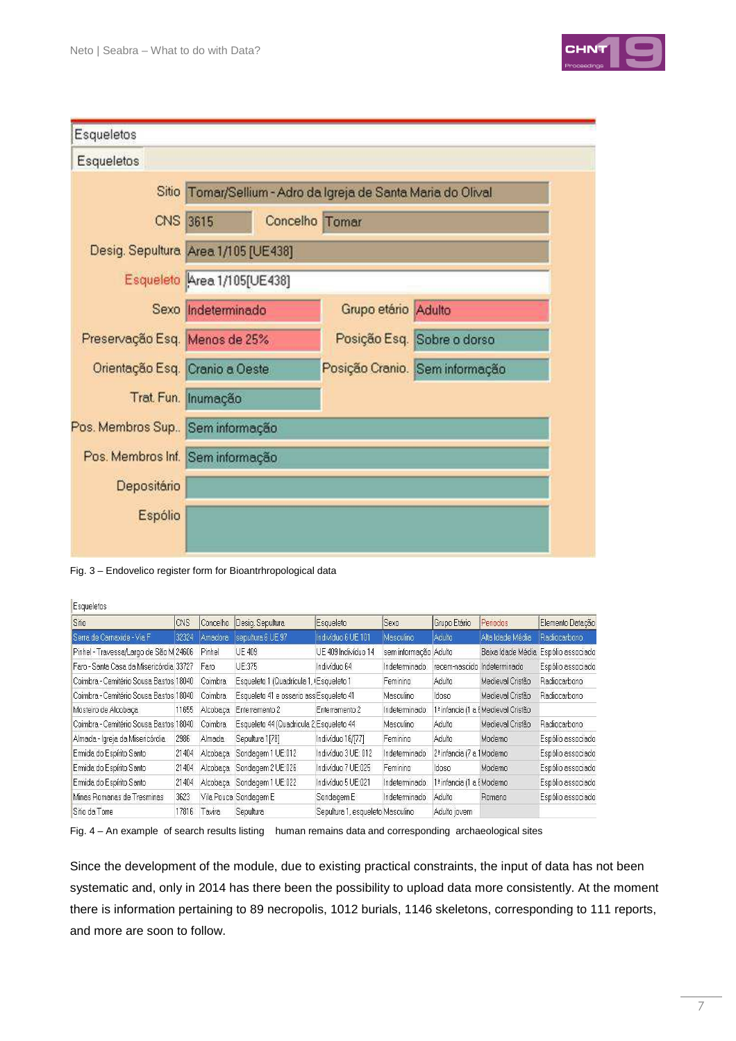Esqueletos

Esqueletos

| | |
|---|---|
| Sitio | Tomar/Sellium - Adro da Igreja de Santa Maria do Olival |
| CNS | 3615 |
| Concelho | Tomar |
| Desig. Sepultura | Area 1/105 [UE438] |
| Esqueleto | Area 1/105[UE438] |
| Sexo | Indeterminado |
| Grupo etário | Adulto |
| Preservação Esq. | Menos de 25% |
| Posição Esq. | Sobre o dorso |
| Orientação Esq. | Cranio a Oeste |
| Posição Cranio. | Sem informação |
| Trat. Fun. | Inumação |
| Pos. Membros Sup.. | Sem informação |
| Pos. Membros Inf. | Sem informação |
| Depositário | |
| Espólio | |

Fig. 3 – Endovelico register form for Bioantrhropological data

Esqueletos

| Sitio | CNS | Concelho | Desig. Sepultura | Esqueleto | Sexo | Grupo Etário | Periodos | Elemento Datação |
|---|---|---|---|---|---|---|---|---|
| Serra da Carnaxide - Via F | 32324 | Amadora | sepultura 6 UE 97 | Indivíduo 6 UE 101 | Masculino | Adulto | Alta Idade Média | Radiocarbono |
| Pinhel - Travessa/Largo de São M | 24606 | Pinhel | UE 409 | UE 409 Indivíduo 14 | sem informação | Adulto | Baixa Idade Média | Espólio associado |
| Faro - Santa Casa da Misericórdia | 33727 | Faro | UE:375 | Indivíduo 64 | Indeterminado | recem-nascido | Indeterminado | Espólio associado |
| Coimbra - Cemitério Sousa Bastos | 18040 | Coimbra | Esqueleto 1 (Quadrícula 1, ( | Esqueleto 1 | Feminino | Adulto | Medieval Cristão | Radiocarbono |
| Coimbra - Cemitério Sousa Bastos | 18040 | Coimbra | Esqueleto 41 e osserio ass | Esqueleto 41 | Masculino | Idoso | Medieval Cristão | Radiocarbono |
| Mosteiro de Alcobaça | 11655 | Alcobaça | Enterramento 2 | Enterramento 2 | Indeterminado | 1ª infancia (1 a 6 | Medieval Cristão | |
| Coimbra - Cemitério Sousa Bastos | 18040 | Coimbra | Esqueleto 44 (Quadricula 2 | Esqueleto 44 | Masculino | Adulto | Medieval Cristão | Radiocarbono |
| Almada - Igreja da Misericórdia | 2986 | Almada | Sepulture 1 [78] | Indivíduo 16/[77] | Feminino | Adulto | Moderno | Espólio associado |
| Ermida do Espírito Santo | 21404 | Alcobaça | Sondagem 1 UE 012 | Indivíduo 3 UE 012 | Indeterminado | 2ª infancia (7 a 1 | Moderno | Espólio associado |
| Ermida do Espírito Santo | 21404 | Alcobaça | Sondagem 2 UE 026 | Indivíduo 7 UE 025 | Feminino | Idoso | Moderno | Espólio associado |
| Ermida do Espírito Santo | 21404 | Alcobaça | Sondagem 1 UE 022 | Indivíduo 5 UE 021 | Indeterminado | 1ª infancia (1 a 6 | Moderno | Espólio associado |
| Minas Romanas de Tresminas | 3623 | Vila Pouca | Sondagem E | Sondagem E | Indeterminado | Adulto | Romano | Espólio associado |
| Sitio da Torre | 17816 | Tavira | Sepulture | Sepulture 1, esqueleto | Masculino | Adulto jovem | | |

Fig. 4 – An example of search results listing human remains data and corresponding archaeological sites

Since the development of the module, due to existing practical constraints, the input of data has not been systematic and, only in 2014 has there been the possibility to upload data more consistently. At the moment there is information pertaining to 89 necropolis, 1012 burials, 1146 skeletons, corresponding to 111 reports, and more are soon to follow.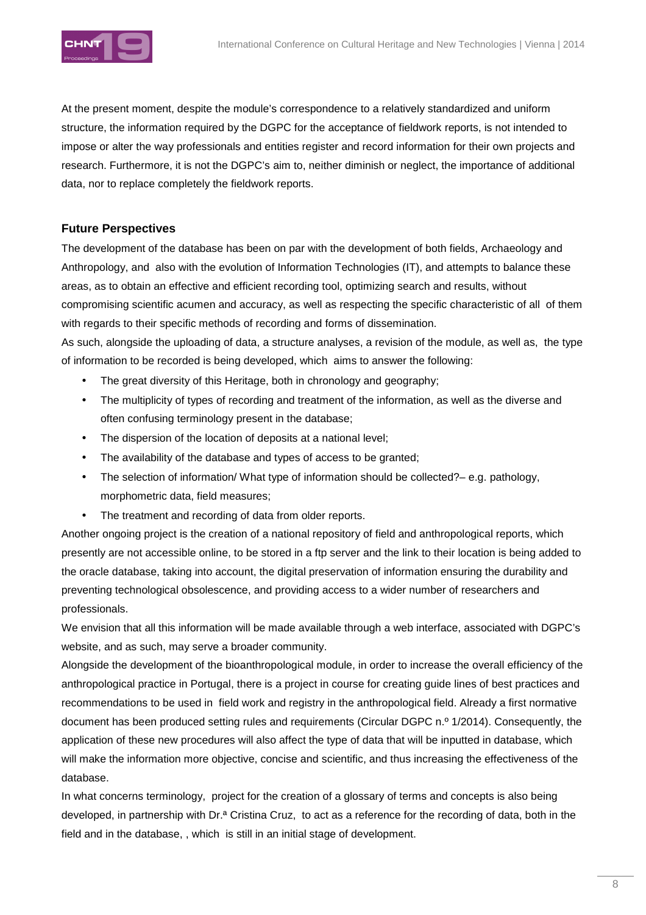At the present moment, despite the module's correspondence to a relatively standardized and uniform structure, the information required by the DGPC for the acceptance of fieldwork reports, is not intended to impose or alter the way professionals and entities register and record information for their own projects and research. Furthermore, it is not the DGPC's aim to, neither diminish or neglect, the importance of additional data, nor to replace completely the fieldwork reports.

### Future Perspectives

The development of the database has been on par with the development of both fields, Archaeology and Anthropology, and also with the evolution of Information Technologies (IT), and attempts to balance these areas, as to obtain an effective and efficient recording tool, optimizing search and results, without compromising scientific acumen and accuracy, as well as respecting the specific characteristic of all of them with regards to their specific methods of recording and forms of dissemination.

As such, alongside the uploading of data, a structure analyses, a revision of the module, as well as, the type of information to be recorded is being developed, which aims to answer the following:

- The great diversity of this Heritage, both in chronology and geography;
- The multiplicity of types of recording and treatment of the information, as well as the diverse and often confusing terminology present in the database;
- The dispersion of the location of deposits at a national level;
- The availability of the database and types of access to be granted;
- The selection of information/ What type of information should be collected?– e.g. pathology, morphometric data, field measures;
- The treatment and recording of data from older reports.

Another ongoing project is the creation of a national repository of field and anthropological reports, which presently are not accessible online, to be stored in a ftp server and the link to their location is being added to the oracle database, taking into account, the digital preservation of information ensuring the durability and preventing technological obsolescence, and providing access to a wider number of researchers and professionals.

We envision that all this information will be made available through a web interface, associated with DGPC's website, and as such, may serve a broader community.

Alongside the development of the bioanthropological module, in order to increase the overall efficiency of the anthropological practice in Portugal, there is a project in course for creating guide lines of best practices and recommendations to be used in field work and registry in the anthropological field. Already a first normative document has been produced setting rules and requirements (Circular DGPC n.º 1/2014). Consequently, the application of these new procedures will also affect the type of data that will be inputted in database, which will make the information more objective, concise and scientific, and thus increasing the effectiveness of the database.

In what concerns terminology, project for the creation of a glossary of terms and concepts is also being developed, in partnership with Dr.ª Cristina Cruz, to act as a reference for the recording of data, both in the field and in the database, , which is still in an initial stage of development.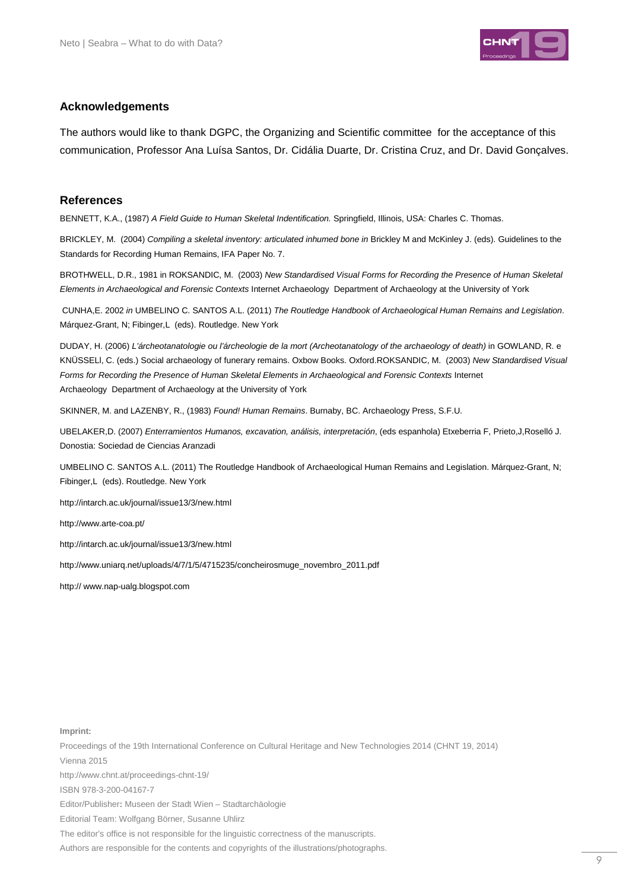## Acknowledgements

The authors would like to thank DGPC, the Organizing and Scientific committee for the acceptance of this communication, Professor Ana Luísa Santos, Dr. Cidália Duarte, Dr. Cristina Cruz, and Dr. David Gonçalves.

## References

BENNETT, K.A., (1987) *A Field Guide to Human Skeletal Indentification.* Springfield, Illinois, USA: Charles C. Thomas.

BRICKLEY, M. (2004) *Compiling a skeletal inventory: articulated inhumed bone in* Brickley M and McKinley J. (eds). Guidelines to the Standards for Recording Human Remains, IFA Paper No. 7.

BROTHWELL, D.R., 1981 in ROKSANDIC, M. (2003) *New Standardised Visual Forms for Recording the Presence of Human Skeletal Elements in Archaeological and Forensic Contexts* Internet Archaeology Department of Archaeology at the University of York

CUNHA,E. 2002 *in* UMBELINO C. SANTOS A.L. (2011) *The Routledge Handbook of Archaeological Human Remains and Legislation*. Márquez-Grant, N; Fibinger,L (eds). Routledge. New York

DUDAY, H. (2006) *L'árcheotanatologie ou l'árcheologie de la mort (Archeotanatology of the archaeology of death)* in GOWLAND, R. e KNÜSSELI, C. (eds.) Social archaeology of funerary remains. Oxbow Books. Oxford.ROKSANDIC, M. (2003) *New Standardised Visual Forms for Recording the Presence of Human Skeletal Elements in Archaeological and Forensic Contexts* Internet Archaeology Department of Archaeology at the University of York

SKINNER, M. and LAZENBY, R., (1983) *Found! Human Remains*. Burnaby, BC. Archaeology Press, S.F.U.

UBELAKER,D. (2007) *Enterramientos Humanos, excavation, análisis, interpretación*, (eds espanhola) Etxeberria F, Prieto,J,Roselló J. Donostia: Sociedad de Ciencias Aranzadi

UMBELINO C. SANTOS A.L. (2011) The Routledge Handbook of Archaeological Human Remains and Legislation. Márquez-Grant, N; Fibinger,L (eds). Routledge. New York

http://intarch.ac.uk/journal/issue13/3/new.html

http://www.arte-coa.pt/

http://intarch.ac.uk/journal/issue13/3/new.html

http://www.uniarq.net/uploads/4/7/1/5/4715235/concheirosmuge_novembro_2011.pdf

http:// www.nap-ualg.blogspot.com

**Imprint:**

Proceedings of the 19th International Conference on Cultural Heritage and New Technologies 2014 (CHNT 19, 2014)

Vienna 2015

http://www.chnt.at/proceedings-chnt-19/

ISBN 978-3-200-04167-7

Editor/Publisher**:** Museen der Stadt Wien – Stadtarchäologie

Editorial Team: Wolfgang Börner, Susanne Uhlirz

The editor's office is not responsible for the linguistic correctness of the manuscripts.

Authors are responsible for the contents and copyrights of the illustrations/photographs.